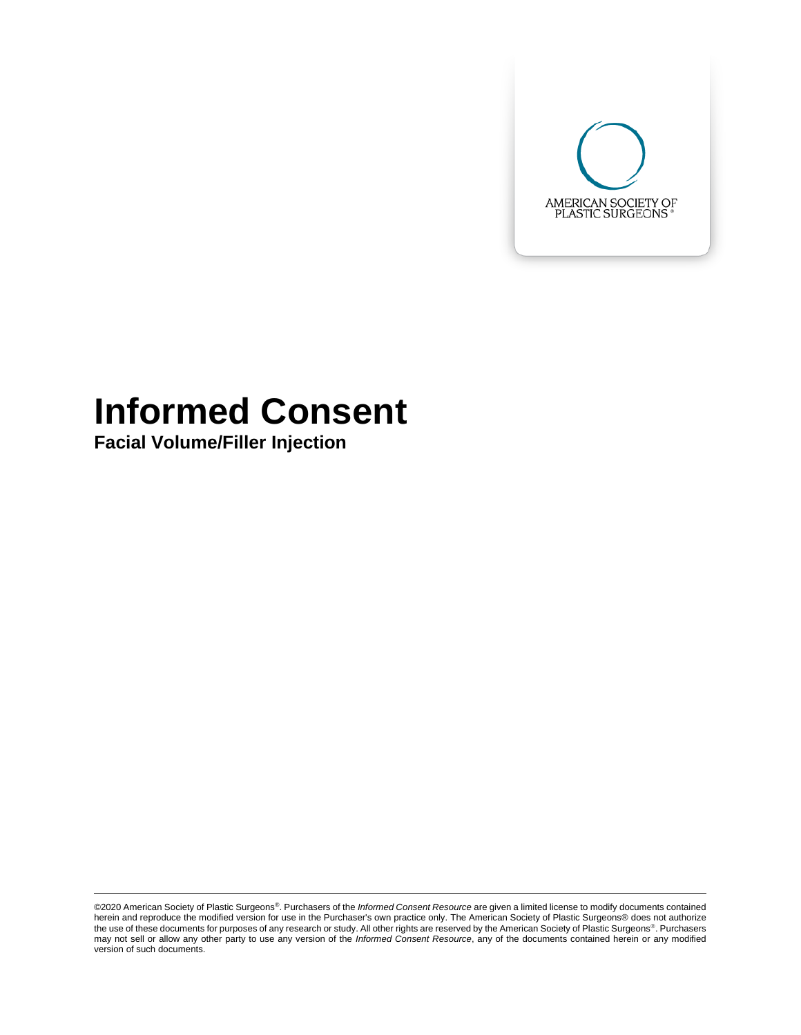AMERICAN SOCIETY OF PLASTIC SURGEONS®

# Informed Consent

## Facial Volume/Filler Injection

©2020 American Society of Plastic Surgeons®. Purchasers of the *Informed Consent Resource* are given a limited license to modify documents contained herein and reproduce the modified version for use in the Purchaser's own practice only. The American Society of Plastic Surgeons® does not authorize the use of these documents for purposes of any research or study. All other rights are reserved by the American Society of Plastic Surgeons®. Purchasers may not sell or allow any other party to use any version of the *Informed Consent Resource*, any of the documents contained herein or any modified version of such documents.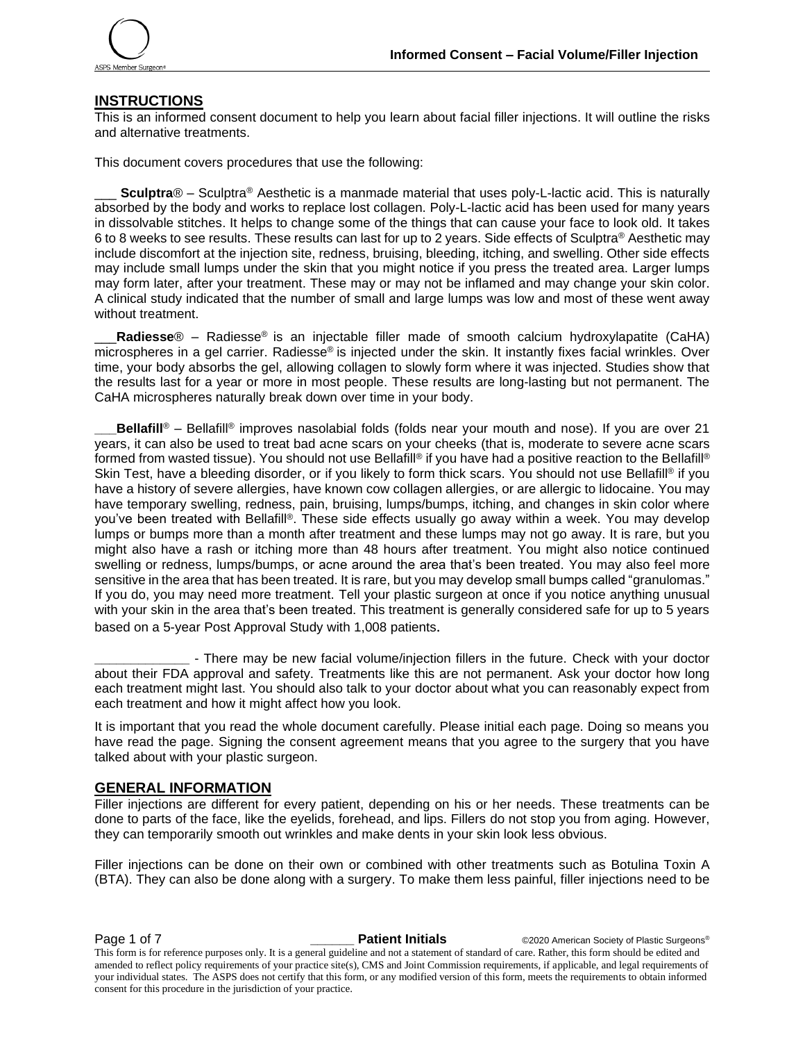## INSTRUCTIONS

This is an informed consent document to help you learn about facial filler injections. It will outline the risks and alternative treatments.

This document covers procedures that use the following:

___ **Sculptra**® – Sculptra® Aesthetic is a manmade material that uses poly-L-lactic acid. This is naturally absorbed by the body and works to replace lost collagen. Poly-L-lactic acid has been used for many years in dissolvable stitches. It helps to change some of the things that can cause your face to look old. It takes 6 to 8 weeks to see results. These results can last for up to 2 years. Side effects of Sculptra® Aesthetic may include discomfort at the injection site, redness, bruising, bleeding, itching, and swelling. Other side effects may include small lumps under the skin that you might notice if you press the treated area. Larger lumps may form later, after your treatment. These may or may not be inflamed and may change your skin color. A clinical study indicated that the number of small and large lumps was low and most of these went away without treatment.

___**Radiesse**® – Radiesse® is an injectable filler made of smooth calcium hydroxylapatite (CaHA) microspheres in a gel carrier. Radiesse® is injected under the skin. It instantly fixes facial wrinkles. Over time, your body absorbs the gel, allowing collagen to slowly form where it was injected. Studies show that the results last for a year or more in most people. These results are long-lasting but not permanent. The CaHA microspheres naturally break down over time in your body.

___**Bellafill**® – Bellafill® improves nasolabial folds (folds near your mouth and nose). If you are over 21 years, it can also be used to treat bad acne scars on your cheeks (that is, moderate to severe acne scars formed from wasted tissue). You should not use Bellafill® if you have had a positive reaction to the Bellafill® Skin Test, have a bleeding disorder, or if you likely to form thick scars. You should not use Bellafill® if you have a history of severe allergies, have known cow collagen allergies, or are allergic to lidocaine. You may have temporary swelling, redness, pain, bruising, lumps/bumps, itching, and changes in skin color where you've been treated with Bellafill®. These side effects usually go away within a week. You may develop lumps or bumps more than a month after treatment and these lumps may not go away. It is rare, but you might also have a rash or itching more than 48 hours after treatment. You might also notice continued swelling or redness, lumps/bumps, or acne around the area that's been treated. You may also feel more sensitive in the area that has been treated. It is rare, but you may develop small bumps called "granulomas." If you do, you may need more treatment. Tell your plastic surgeon at once if you notice anything unusual with your skin in the area that's been treated. This treatment is generally considered safe for up to 5 years based on a 5-year Post Approval Study with 1,008 patients.

_____________ - There may be new facial volume/injection fillers in the future. Check with your doctor about their FDA approval and safety. Treatments like this are not permanent. Ask your doctor how long each treatment might last. You should also talk to your doctor about what you can reasonably expect from each treatment and how it might affect how you look.

It is important that you read the whole document carefully. Please initial each page. Doing so means you have read the page. Signing the consent agreement means that you agree to the surgery that you have talked about with your plastic surgeon.

## GENERAL INFORMATION

Filler injections are different for every patient, depending on his or her needs. These treatments can be done to parts of the face, like the eyelids, forehead, and lips. Fillers do not stop you from aging. However, they can temporarily smooth out wrinkles and make dents in your skin look less obvious.

Filler injections can be done on their own or combined with other treatments such as Botulina Toxin A (BTA). They can also be done along with a surgery. To make them less painful, filler injections need to be

______ **Patient Initials**

This form is for reference purposes only. It is a general guideline and not a statement of standard of care. Rather, this form should be edited and amended to reflect policy requirements of your practice site(s), CMS and Joint Commission requirements, if applicable, and legal requirements of your individual states. The ASPS does not certify that this form, or any modified version of this form, meets the requirements to obtain informed consent for this procedure in the jurisdiction of your practice.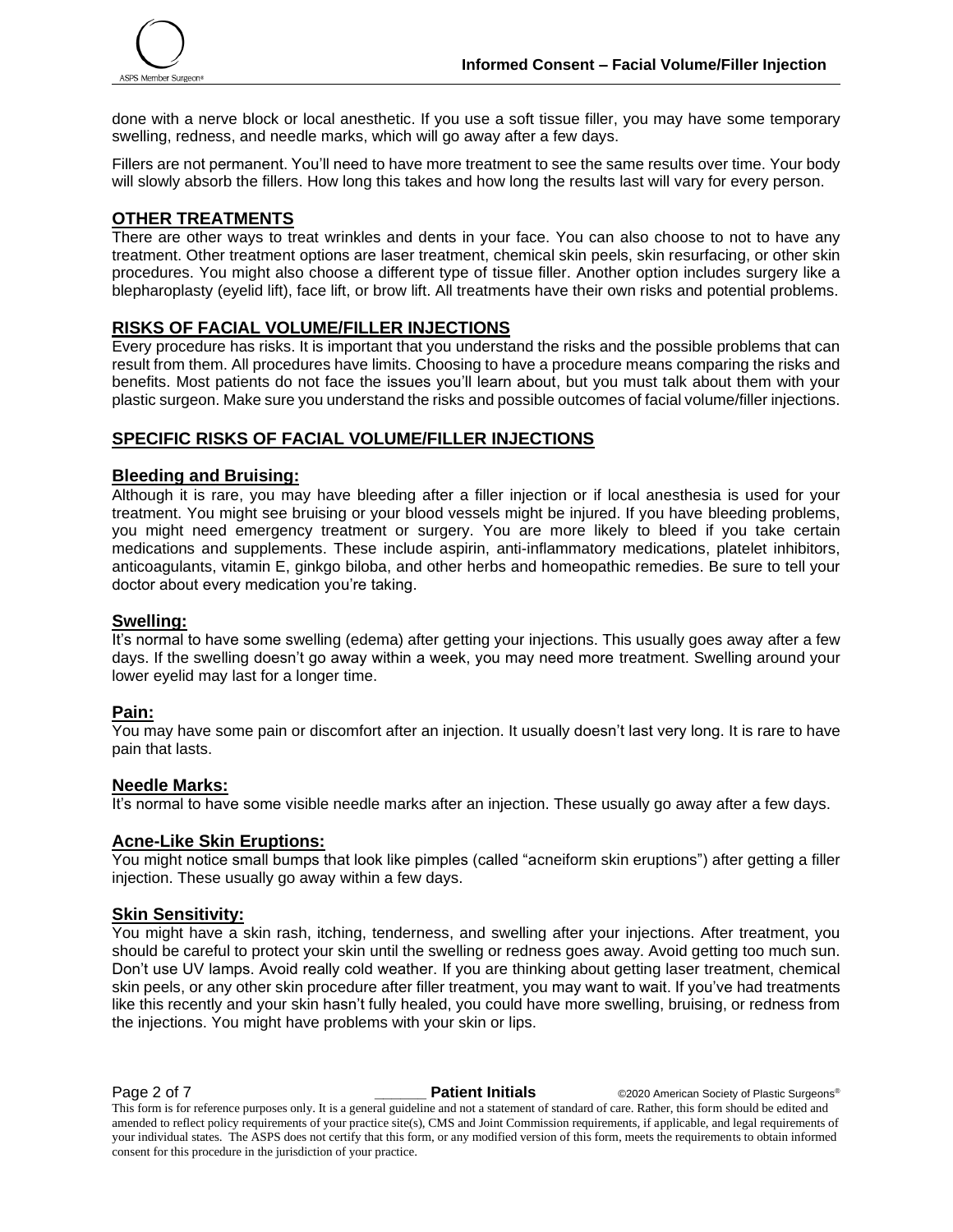done with a nerve block or local anesthetic. If you use a soft tissue filler, you may have some temporary swelling, redness, and needle marks, which will go away after a few days.

Fillers are not permanent. You'll need to have more treatment to see the same results over time. Your body will slowly absorb the fillers. How long this takes and how long the results last will vary for every person.

## OTHER TREATMENTS

There are other ways to treat wrinkles and dents in your face. You can also choose to not to have any treatment. Other treatment options are laser treatment, chemical skin peels, skin resurfacing, or other skin procedures. You might also choose a different type of tissue filler. Another option includes surgery like a blepharoplasty (eyelid lift), face lift, or brow lift. All treatments have their own risks and potential problems.

## RISKS OF FACIAL VOLUME/FILLER INJECTIONS

Every procedure has risks. It is important that you understand the risks and the possible problems that can result from them. All procedures have limits. Choosing to have a procedure means comparing the risks and benefits. Most patients do not face the issues you'll learn about, but you must talk about them with your plastic surgeon. Make sure you understand the risks and possible outcomes of facial volume/filler injections.

## SPECIFIC RISKS OF FACIAL VOLUME/FILLER INJECTIONS

### Bleeding and Bruising:

Although it is rare, you may have bleeding after a filler injection or if local anesthesia is used for your treatment. You might see bruising or your blood vessels might be injured. If you have bleeding problems, you might need emergency treatment or surgery. You are more likely to bleed if you take certain medications and supplements. These include aspirin, anti-inflammatory medications, platelet inhibitors, anticoagulants, vitamin E, ginkgo biloba, and other herbs and homeopathic remedies. Be sure to tell your doctor about every medication you're taking.

### Swelling:

It's normal to have some swelling (edema) after getting your injections. This usually goes away after a few days. If the swelling doesn't go away within a week, you may need more treatment. Swelling around your lower eyelid may last for a longer time.

### Pain:

You may have some pain or discomfort after an injection. It usually doesn't last very long. It is rare to have pain that lasts.

### Needle Marks:

It's normal to have some visible needle marks after an injection. These usually go away after a few days.

### Acne-Like Skin Eruptions:

You might notice small bumps that look like pimples (called "acneiform skin eruptions") after getting a filler injection. These usually go away within a few days.

### Skin Sensitivity:

You might have a skin rash, itching, tenderness, and swelling after your injections. After treatment, you should be careful to protect your skin until the swelling or redness goes away. Avoid getting too much sun. Don't use UV lamps. Avoid really cold weather. If you are thinking about getting laser treatment, chemical skin peels, or any other skin procedure after filler treatment, you may want to wait. If you've had treatments like this recently and your skin hasn't fully healed, you could have more swelling, bruising, or redness from the injections. You might have problems with your skin or lips.

______ **Patient Initials**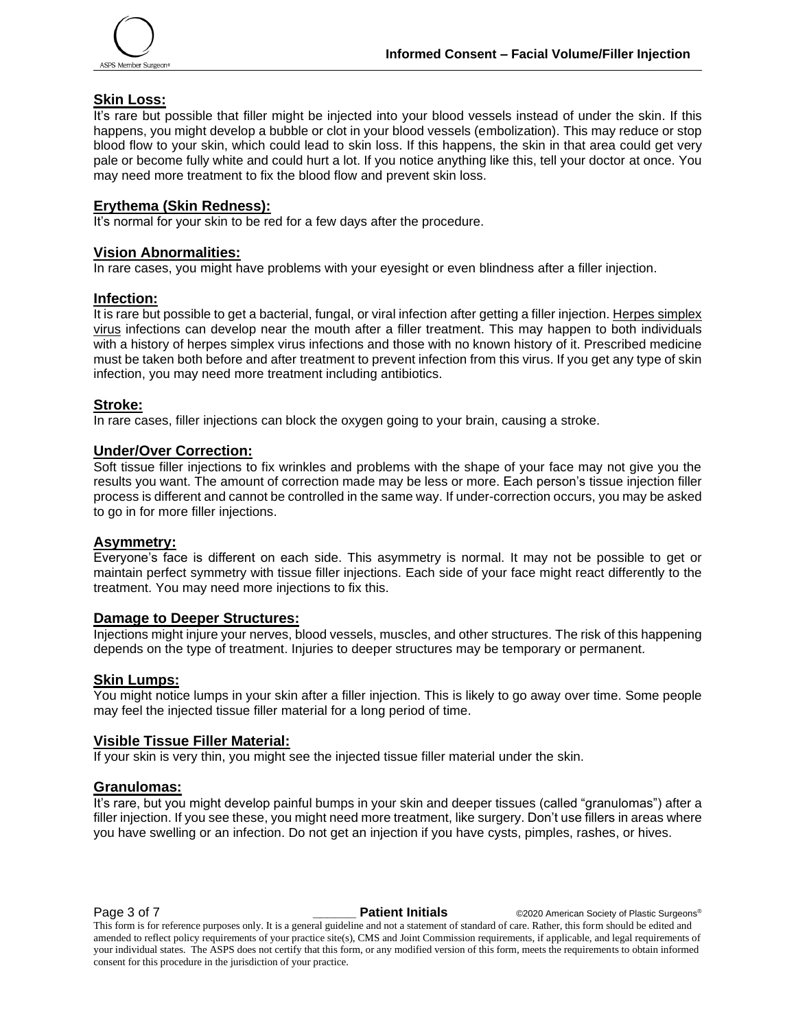## Skin Loss:

It's rare but possible that filler might be injected into your blood vessels instead of under the skin. If this happens, you might develop a bubble or clot in your blood vessels (embolization). This may reduce or stop blood flow to your skin, which could lead to skin loss. If this happens, the skin in that area could get very pale or become fully white and could hurt a lot. If you notice anything like this, tell your doctor at once. You may need more treatment to fix the blood flow and prevent skin loss.

## Erythema (Skin Redness):

It's normal for your skin to be red for a few days after the procedure.

## Vision Abnormalities:

In rare cases, you might have problems with your eyesight or even blindness after a filler injection.

## Infection:

It is rare but possible to get a bacterial, fungal, or viral infection after getting a filler injection. Herpes simplex virus infections can develop near the mouth after a filler treatment. This may happen to both individuals with a history of herpes simplex virus infections and those with no known history of it. Prescribed medicine must be taken both before and after treatment to prevent infection from this virus. If you get any type of skin infection, you may need more treatment including antibiotics.

## Stroke:

In rare cases, filler injections can block the oxygen going to your brain, causing a stroke.

## Under/Over Correction:

Soft tissue filler injections to fix wrinkles and problems with the shape of your face may not give you the results you want. The amount of correction made may be less or more. Each person's tissue injection filler process is different and cannot be controlled in the same way. If under-correction occurs, you may be asked to go in for more filler injections.

## Asymmetry:

Everyone's face is different on each side. This asymmetry is normal. It may not be possible to get or maintain perfect symmetry with tissue filler injections. Each side of your face might react differently to the treatment. You may need more injections to fix this.

## Damage to Deeper Structures:

Injections might injure your nerves, blood vessels, muscles, and other structures. The risk of this happening depends on the type of treatment. Injuries to deeper structures may be temporary or permanent.

## Skin Lumps:

You might notice lumps in your skin after a filler injection. This is likely to go away over time. Some people may feel the injected tissue filler material for a long period of time.

## Visible Tissue Filler Material:

If your skin is very thin, you might see the injected tissue filler material under the skin.

## Granulomas:

It's rare, but you might develop painful bumps in your skin and deeper tissues (called "granulomas") after a filler injection. If you see these, you might need more treatment, like surgery. Don't use fillers in areas where you have swelling or an infection. Do not get an injection if you have cysts, pimples, rashes, or hives.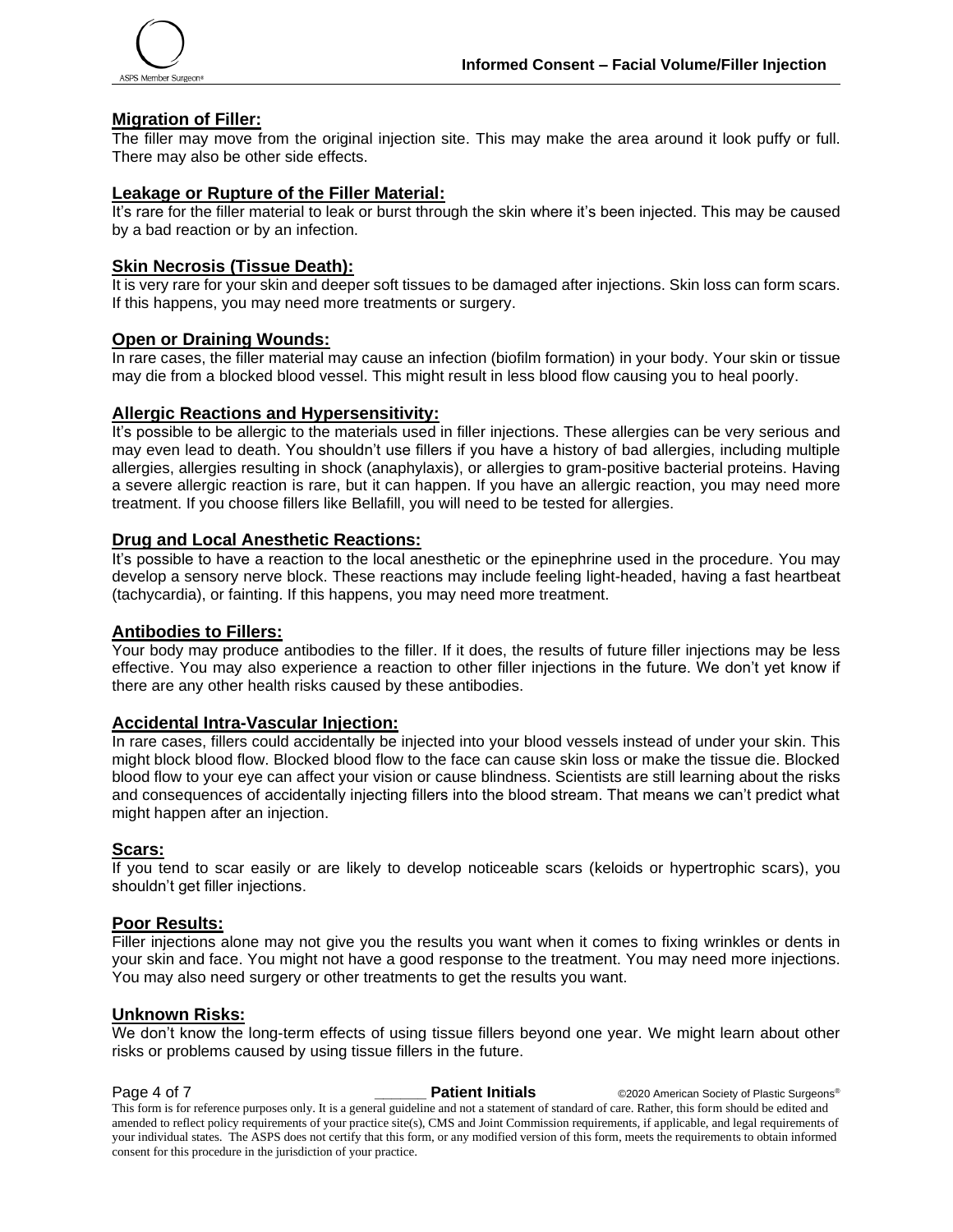**Migration of Filler:**

The filler may move from the original injection site. This may make the area around it look puffy or full. There may also be other side effects.

**Leakage or Rupture of the Filler Material:**

It's rare for the filler material to leak or burst through the skin where it's been injected. This may be caused by a bad reaction or by an infection.

**Skin Necrosis (Tissue Death):**

It is very rare for your skin and deeper soft tissues to be damaged after injections. Skin loss can form scars. If this happens, you may need more treatments or surgery.

**Open or Draining Wounds:**

In rare cases, the filler material may cause an infection (biofilm formation) in your body. Your skin or tissue may die from a blocked blood vessel. This might result in less blood flow causing you to heal poorly.

**Allergic Reactions and Hypersensitivity:**

It's possible to be allergic to the materials used in filler injections. These allergies can be very serious and may even lead to death. You shouldn't use fillers if you have a history of bad allergies, including multiple allergies, allergies resulting in shock (anaphylaxis), or allergies to gram-positive bacterial proteins. Having a severe allergic reaction is rare, but it can happen. If you have an allergic reaction, you may need more treatment. If you choose fillers like Bellafill, you will need to be tested for allergies.

**Drug and Local Anesthetic Reactions:**

It's possible to have a reaction to the local anesthetic or the epinephrine used in the procedure. You may develop a sensory nerve block. These reactions may include feeling light-headed, having a fast heartbeat (tachycardia), or fainting. If this happens, you may need more treatment.

**Antibodies to Fillers:**

Your body may produce antibodies to the filler. If it does, the results of future filler injections may be less effective. You may also experience a reaction to other filler injections in the future. We don't yet know if there are any other health risks caused by these antibodies.

**Accidental Intra-Vascular Injection:**

In rare cases, fillers could accidentally be injected into your blood vessels instead of under your skin. This might block blood flow. Blocked blood flow to the face can cause skin loss or make the tissue die. Blocked blood flow to your eye can affect your vision or cause blindness. Scientists are still learning about the risks and consequences of accidentally injecting fillers into the blood stream. That means we can't predict what might happen after an injection.

**Scars:**

If you tend to scar easily or are likely to develop noticeable scars (keloids or hypertrophic scars), you shouldn't get filler injections.

**Poor Results:**

Filler injections alone may not give you the results you want when it comes to fixing wrinkles or dents in your skin and face. You might not have a good response to the treatment. You may need more injections. You may also need surgery or other treatments to get the results you want.

**Unknown Risks:**

We don't know the long-term effects of using tissue fillers beyond one year. We might learn about other risks or problems caused by using tissue fillers in the future.

______ **Patient Initials**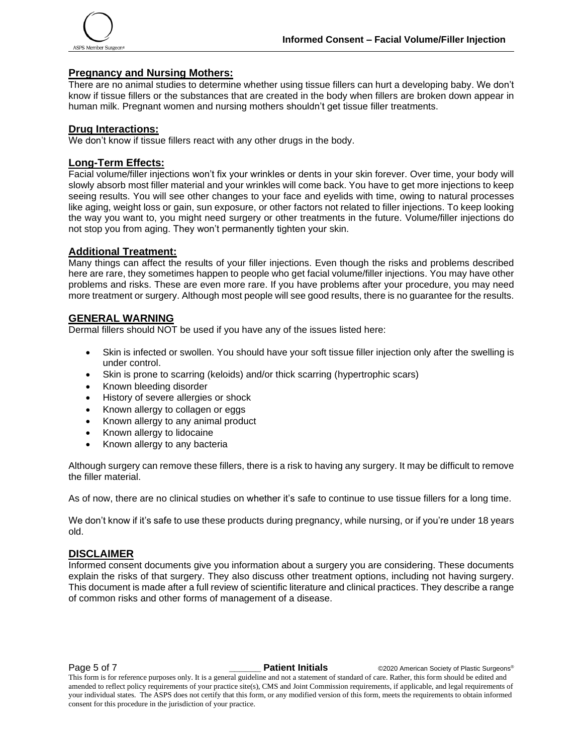## Pregnancy and Nursing Mothers:

There are no animal studies to determine whether using tissue fillers can hurt a developing baby. We don't know if tissue fillers or the substances that are created in the body when fillers are broken down appear in human milk. Pregnant women and nursing mothers shouldn't get tissue filler treatments.

## Drug Interactions:

We don't know if tissue fillers react with any other drugs in the body.

## Long-Term Effects:

Facial volume/filler injections won't fix your wrinkles or dents in your skin forever. Over time, your body will slowly absorb most filler material and your wrinkles will come back. You have to get more injections to keep seeing results. You will see other changes to your face and eyelids with time, owing to natural processes like aging, weight loss or gain, sun exposure, or other factors not related to filler injections. To keep looking the way you want to, you might need surgery or other treatments in the future. Volume/filler injections do not stop you from aging. They won't permanently tighten your skin.

## Additional Treatment:

Many things can affect the results of your filler injections. Even though the risks and problems described here are rare, they sometimes happen to people who get facial volume/filler injections. You may have other problems and risks. These are even more rare. If you have problems after your procedure, you may need more treatment or surgery. Although most people will see good results, there is no guarantee for the results.

## GENERAL WARNING

Dermal fillers should NOT be used if you have any of the issues listed here:

- Skin is infected or swollen. You should have your soft tissue filler injection only after the swelling is under control.
- Skin is prone to scarring (keloids) and/or thick scarring (hypertrophic scars)
- Known bleeding disorder
- History of severe allergies or shock
- Known allergy to collagen or eggs
- Known allergy to any animal product
- Known allergy to lidocaine
- Known allergy to any bacteria

Although surgery can remove these fillers, there is a risk to having any surgery. It may be difficult to remove the filler material.

As of now, there are no clinical studies on whether it's safe to continue to use tissue fillers for a long time.

We don't know if it's safe to use these products during pregnancy, while nursing, or if you're under 18 years old.

## DISCLAIMER

Informed consent documents give you information about a surgery you are considering. These documents explain the risks of that surgery. They also discuss other treatment options, including not having surgery. This document is made after a full review of scientific literature and clinical practices. They describe a range of common risks and other forms of management of a disease.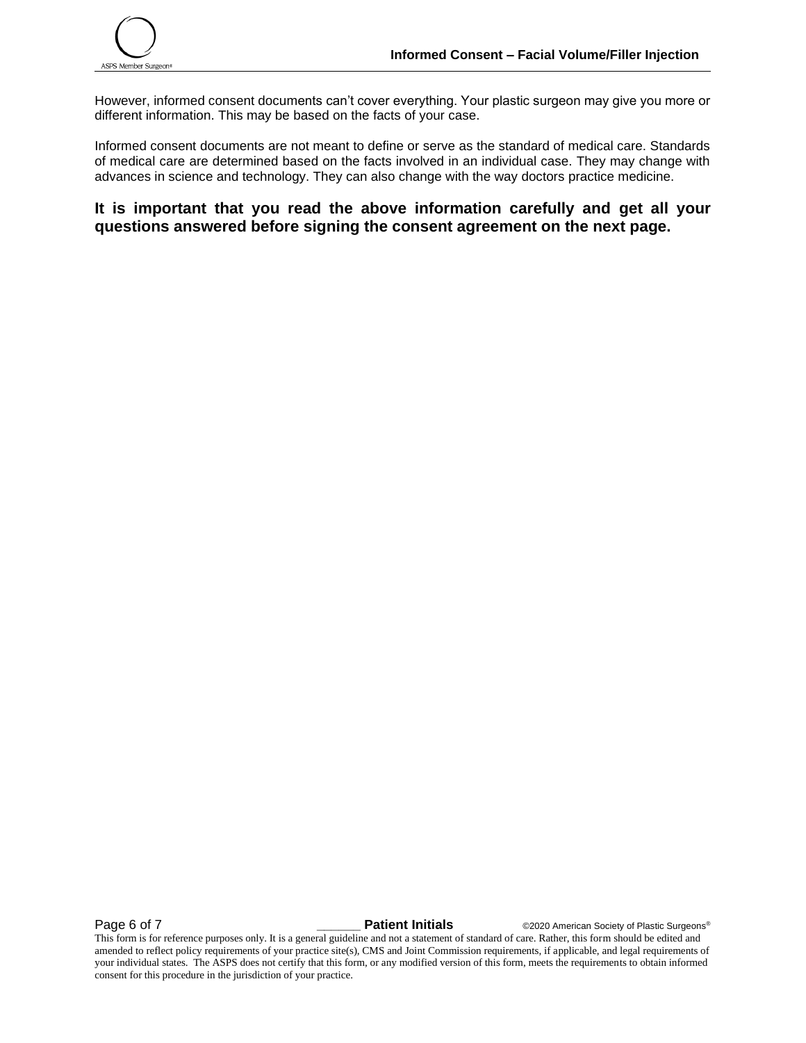However, informed consent documents can't cover everything. Your plastic surgeon may give you more or different information. This may be based on the facts of your case.

Informed consent documents are not meant to define or serve as the standard of medical care. Standards of medical care are determined based on the facts involved in an individual case. They may change with advances in science and technology. They can also change with the way doctors practice medicine.

**It is important that you read the above information carefully and get all your questions answered before signing the consent agreement on the next page.**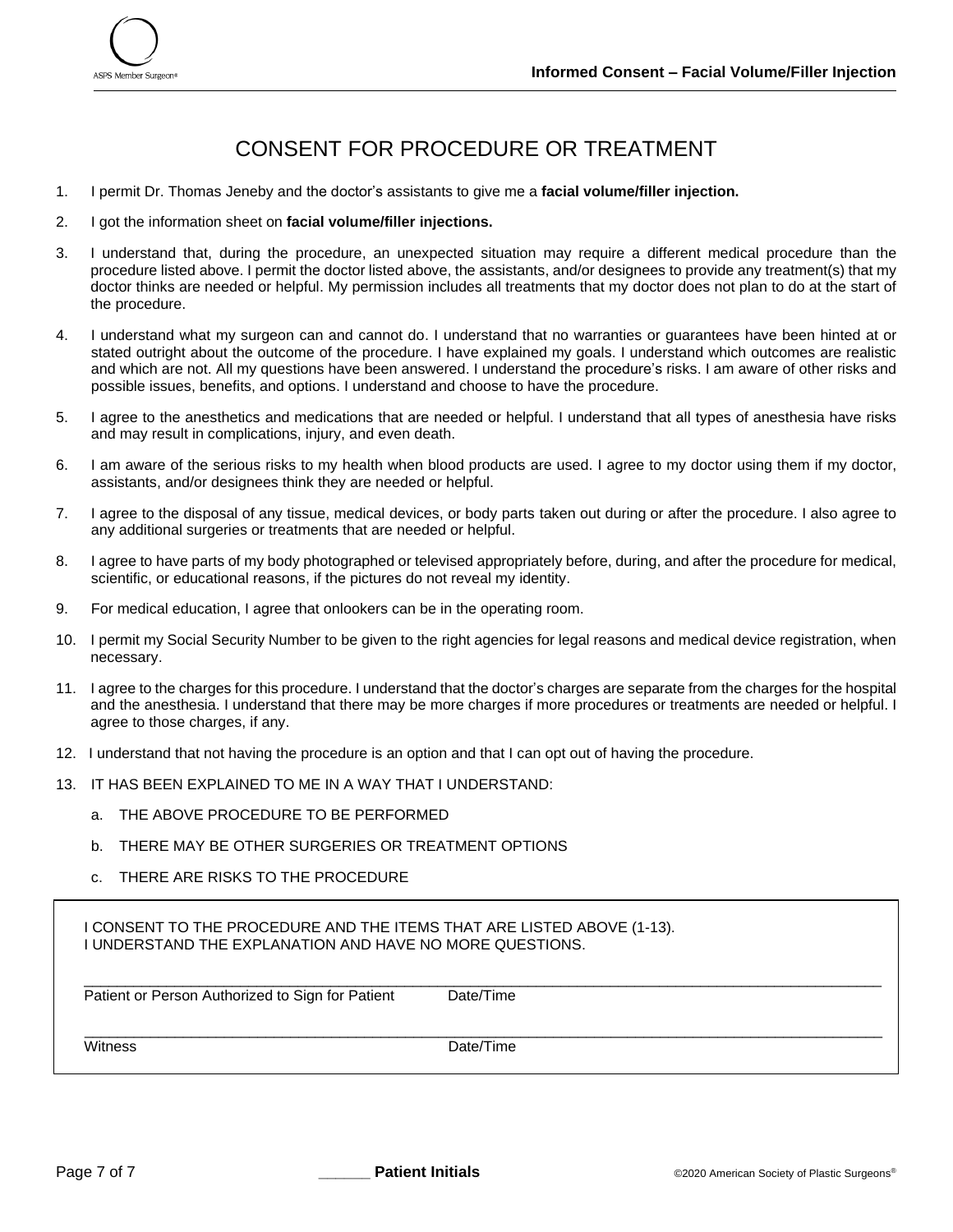# CONSENT FOR PROCEDURE OR TREATMENT

1. I permit Dr. Thomas Jeneby and the doctor's assistants to give me a **facial volume/filler injection.**

2. I got the information sheet on **facial volume/filler injections.**

3. I understand that, during the procedure, an unexpected situation may require a different medical procedure than the procedure listed above. I permit the doctor listed above, the assistants, and/or designees to provide any treatment(s) that my doctor thinks are needed or helpful. My permission includes all treatments that my doctor does not plan to do at the start of the procedure.

4. I understand what my surgeon can and cannot do. I understand that no warranties or guarantees have been hinted at or stated outright about the outcome of the procedure. I have explained my goals. I understand which outcomes are realistic and which are not. All my questions have been answered. I understand the procedure's risks. I am aware of other risks and possible issues, benefits, and options. I understand and choose to have the procedure.

5. I agree to the anesthetics and medications that are needed or helpful. I understand that all types of anesthesia have risks and may result in complications, injury, and even death.

6. I am aware of the serious risks to my health when blood products are used. I agree to my doctor using them if my doctor, assistants, and/or designees think they are needed or helpful.

7. I agree to the disposal of any tissue, medical devices, or body parts taken out during or after the procedure. I also agree to any additional surgeries or treatments that are needed or helpful.

8. I agree to have parts of my body photographed or televised appropriately before, during, and after the procedure for medical, scientific, or educational reasons, if the pictures do not reveal my identity.

9. For medical education, I agree that onlookers can be in the operating room.

10. I permit my Social Security Number to be given to the right agencies for legal reasons and medical device registration, when necessary.

11. I agree to the charges for this procedure. I understand that the doctor's charges are separate from the charges for the hospital and the anesthesia. I understand that there may be more charges if more procedures or treatments are needed or helpful. I agree to those charges, if any.

12. I understand that not having the procedure is an option and that I can opt out of having the procedure.

13. IT HAS BEEN EXPLAINED TO ME IN A WAY THAT I UNDERSTAND:

    a. THE ABOVE PROCEDURE TO BE PERFORMED

    b. THERE MAY BE OTHER SURGERIES OR TREATMENT OPTIONS

    c. THERE ARE RISKS TO THE PROCEDURE

I CONSENT TO THE PROCEDURE AND THE ITEMS THAT ARE LISTED ABOVE (1-13).
I UNDERSTAND THE EXPLANATION AND HAVE NO MORE QUESTIONS.

_______________________________________________________________

Patient or Person Authorized to Sign for Patient    Date/Time

_______________________________________________________________

Witness    Date/Time

______ **Patient Initials**